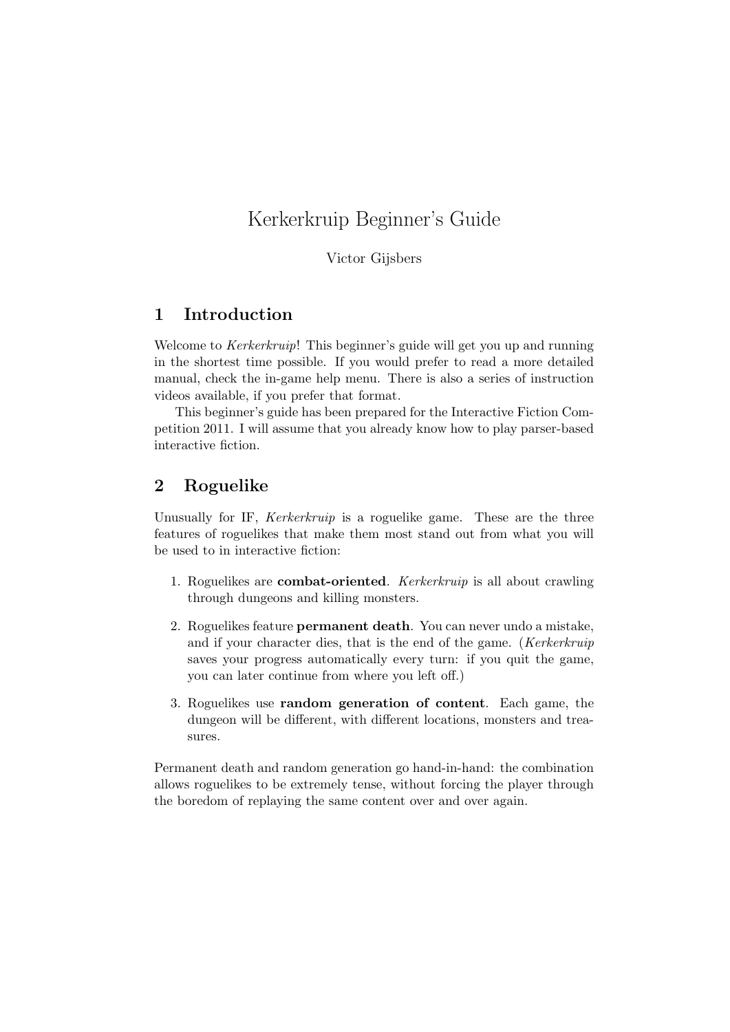# Kerkerkruip Beginner's Guide

Victor Gijsbers

## 1 Introduction

Welcome to *Kerkerkruip*! This beginner's guide will get you up and running in the shortest time possible. If you would prefer to read a more detailed manual, check the in-game help menu. There is also a series of instruction videos available, if you prefer that format.

This beginner's guide has been prepared for the Interactive Fiction Competition 2011. I will assume that you already know how to play parser-based interactive fiction.

## 2 Roguelike

Unusually for IF, *Kerkerkruip* is a roguelike game. These are the three features of roguelikes that make them most stand out from what you will be used to in interactive fiction:

1. Roguelikes are **combat-oriented**. *Kerkerkruip* is all about crawling through dungeons and killing monsters.
2. Roguelikes feature **permanent death**. You can never undo a mistake, and if your character dies, that is the end of the game. (*Kerkerkruip* saves your progress automatically every turn: if you quit the game, you can later continue from where you left off.)
3. Roguelikes use **random generation of content**. Each game, the dungeon will be different, with different locations, monsters and treasures.

Permanent death and random generation go hand-in-hand: the combination allows roguelikes to be extremely tense, without forcing the player through the boredom of replaying the same content over and over again.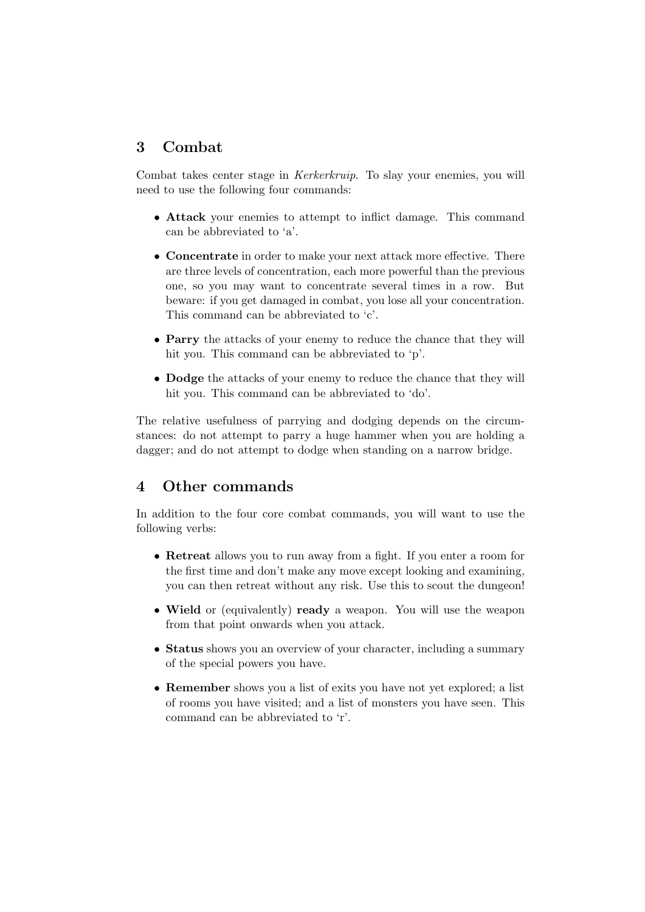## 3 Combat

Combat takes center stage in *Kerkerkruip*. To slay your enemies, you will need to use the following four commands:

- **Attack** your enemies to attempt to inflict damage. This command can be abbreviated to 'a'.
- **Concentrate** in order to make your next attack more effective. There are three levels of concentration, each more powerful than the previous one, so you may want to concentrate several times in a row. But beware: if you get damaged in combat, you lose all your concentration. This command can be abbreviated to 'c'.
- **Parry** the attacks of your enemy to reduce the chance that they will hit you. This command can be abbreviated to 'p'.
- **Dodge** the attacks of your enemy to reduce the chance that they will hit you. This command can be abbreviated to 'do'.

The relative usefulness of parrying and dodging depends on the circumstances: do not attempt to parry a huge hammer when you are holding a dagger; and do not attempt to dodge when standing on a narrow bridge.

## 4 Other commands

In addition to the four core combat commands, you will want to use the following verbs:

- **Retreat** allows you to run away from a fight. If you enter a room for the first time and don't make any move except looking and examining, you can then retreat without any risk. Use this to scout the dungeon!
- **Wield** or (equivalently) **ready** a weapon. You will use the weapon from that point onwards when you attack.
- **Status** shows you an overview of your character, including a summary of the special powers you have.
- **Remember** shows you a list of exits you have not yet explored; a list of rooms you have visited; and a list of monsters you have seen. This command can be abbreviated to 'r'.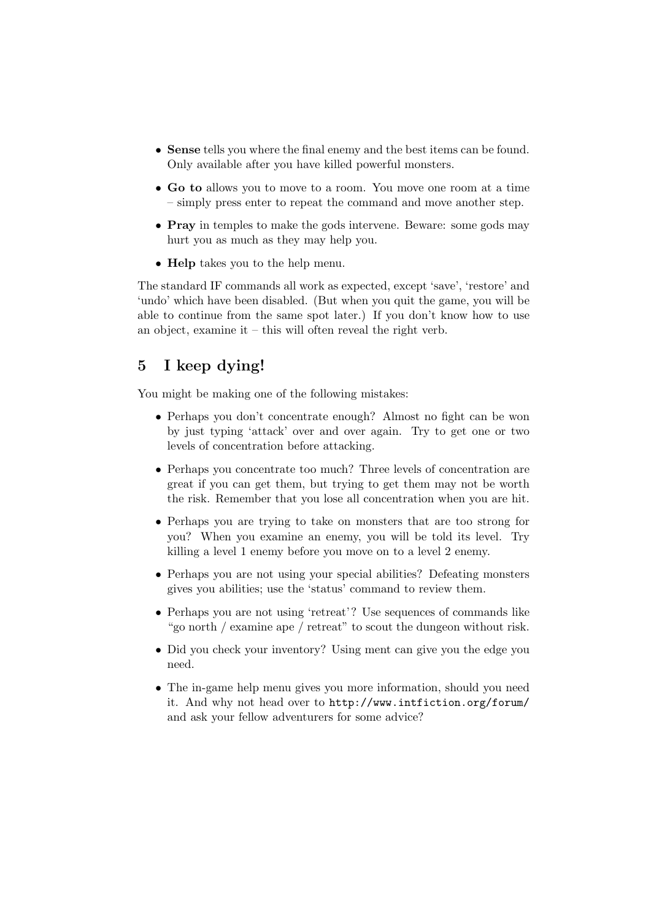- **Sense** tells you where the final enemy and the best items can be found. Only available after you have killed powerful monsters.
- **Go to** allows you to move to a room. You move one room at a time – simply press enter to repeat the command and move another step.
- **Pray** in temples to make the gods intervene. Beware: some gods may hurt you as much as they may help you.
- **Help** takes you to the help menu.

The standard IF commands all work as expected, except 'save', 'restore' and 'undo' which have been disabled. (But when you quit the game, you will be able to continue from the same spot later.) If you don't know how to use an object, examine it – this will often reveal the right verb.

## 5 I keep dying!

You might be making one of the following mistakes:

- Perhaps you don't concentrate enough? Almost no fight can be won by just typing 'attack' over and over again. Try to get one or two levels of concentration before attacking.
- Perhaps you concentrate too much? Three levels of concentration are great if you can get them, but trying to get them may not be worth the risk. Remember that you lose all concentration when you are hit.
- Perhaps you are trying to take on monsters that are too strong for you? When you examine an enemy, you will be told its level. Try killing a level 1 enemy before you move on to a level 2 enemy.
- Perhaps you are not using your special abilities? Defeating monsters gives you abilities; use the 'status' command to review them.
- Perhaps you are not using 'retreat'? Use sequences of commands like "go north / examine ape / retreat" to scout the dungeon without risk.
- Did you check your inventory? Using ment can give you the edge you need.
- The in-game help menu gives you more information, should you need it. And why not head over to `http://www.intfiction.org/forum/` and ask your fellow adventurers for some advice?